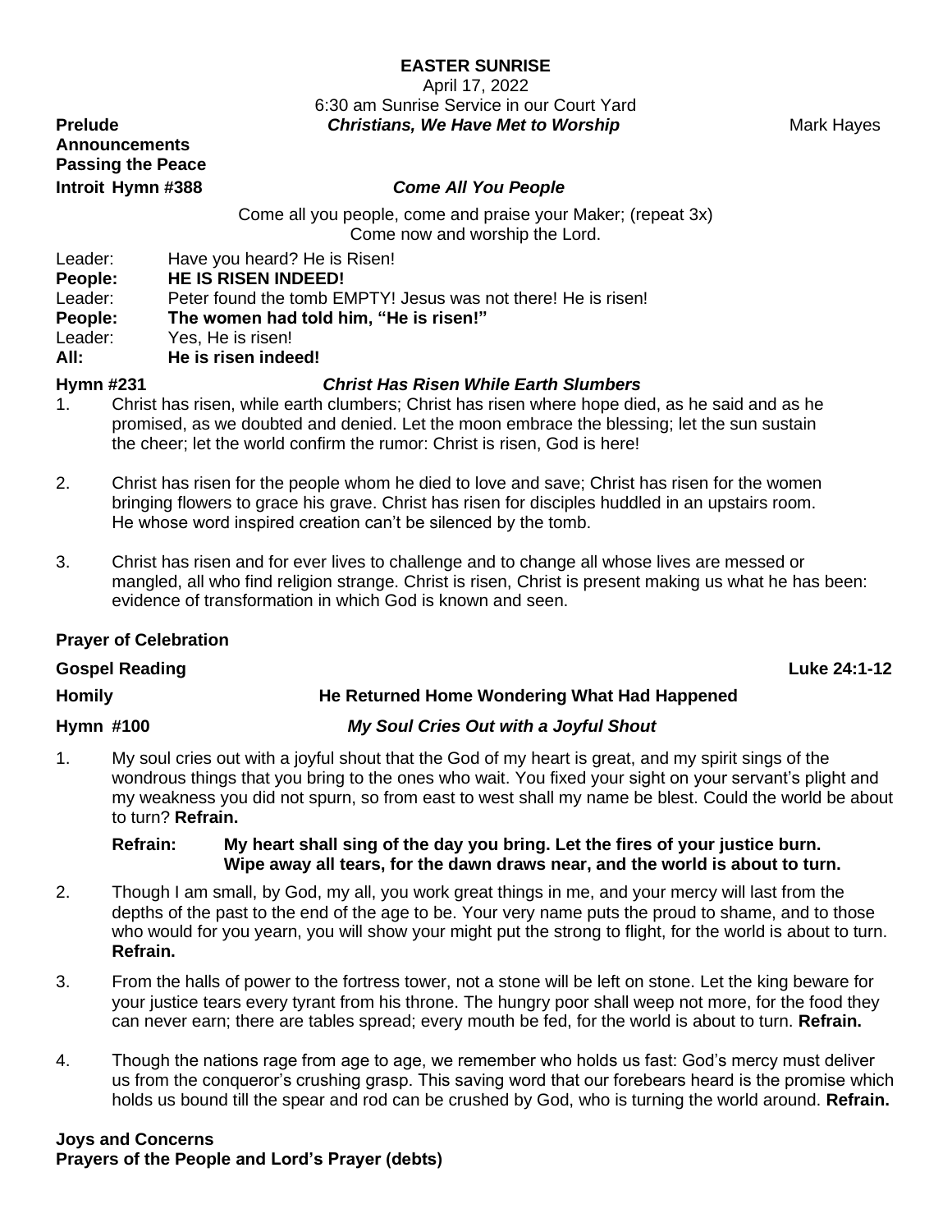**EASTER SUNRISE**

April 17, 2022

6:30 am Sunrise Service in our Court Yard

**Prelude** ***Christians, We Have Met to Worship*** Mark Hayes

**Announcements**

**Passing the Peace**

**Introit Hymn #388** ***Come All You People***

Come all you people, come and praise your Maker; (repeat 3x)
Come now and worship the Lord.

Leader: Have you heard? He is Risen!
**People: HE IS RISEN INDEED!**
Leader: Peter found the tomb EMPTY! Jesus was not there! He is risen!
**People: The women had told him, "He is risen!"**
Leader: Yes, He is risen!
**All: He is risen indeed!**

**Hymn #231** ***Christ Has Risen While Earth Slumbers***

1. Christ has risen, while earth clumbers; Christ has risen where hope died, as he said and as he promised, as we doubted and denied. Let the moon embrace the blessing; let the sun sustain the cheer; let the world confirm the rumor: Christ is risen, God is here!

2. Christ has risen for the people whom he died to love and save; Christ has risen for the women bringing flowers to grace his grave. Christ has risen for disciples huddled in an upstairs room. He whose word inspired creation can't be silenced by the tomb.

3. Christ has risen and for ever lives to challenge and to change all whose lives are messed or mangled, all who find religion strange. Christ is risen, Christ is present making us what he has been: evidence of transformation in which God is known and seen.

**Prayer of Celebration**

**Gospel Reading** **Luke 24:1-12**

**Homily** **He Returned Home Wondering What Had Happened**

**Hymn #100** ***My Soul Cries Out with a Joyful Shout***

1. My soul cries out with a joyful shout that the God of my heart is great, and my spirit sings of the wondrous things that you bring to the ones who wait. You fixed your sight on your servant's plight and my weakness you did not spurn, so from east to west shall my name be blest. Could the world be about to turn? **Refrain.**

   **Refrain: My heart shall sing of the day you bring. Let the fires of your justice burn. Wipe away all tears, for the dawn draws near, and the world is about to turn.**

2. Though I am small, by God, my all, you work great things in me, and your mercy will last from the depths of the past to the end of the age to be. Your very name puts the proud to shame, and to those who would for you yearn, you will show your might put the strong to flight, for the world is about to turn. **Refrain.**

3. From the halls of power to the fortress tower, not a stone will be left on stone. Let the king beware for your justice tears every tyrant from his throne. The hungry poor shall weep not more, for the food they can never earn; there are tables spread; every mouth be fed, for the world is about to turn. **Refrain.**

4. Though the nations rage from age to age, we remember who holds us fast: God's mercy must deliver us from the conqueror's crushing grasp. This saving word that our forebears heard is the promise which holds us bound till the spear and rod can be crushed by God, who is turning the world around. **Refrain.**

**Joys and Concerns**

**Prayers of the People and Lord's Prayer (debts)**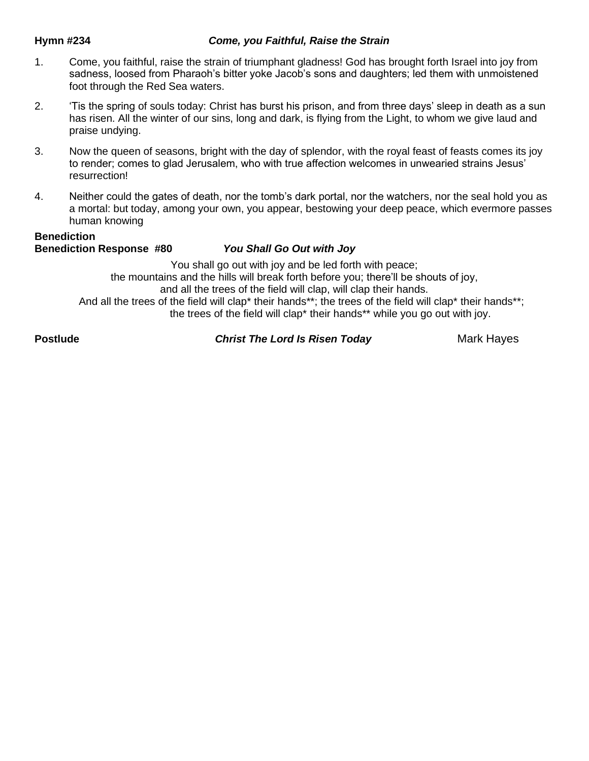**Hymn #234** ***Come, you Faithful, Raise the Strain***

1. Come, you faithful, raise the strain of triumphant gladness! God has brought forth Israel into joy from sadness, loosed from Pharaoh's bitter yoke Jacob's sons and daughters; led them with unmoistened foot through the Red Sea waters.

2. 'Tis the spring of souls today: Christ has burst his prison, and from three days' sleep in death as a sun has risen. All the winter of our sins, long and dark, is flying from the Light, to whom we give laud and praise undying.

3. Now the queen of seasons, bright with the day of splendor, with the royal feast of feasts comes its joy to render; comes to glad Jerusalem, who with true affection welcomes in unwearied strains Jesus' resurrection!

4. Neither could the gates of death, nor the tomb's dark portal, nor the watchers, nor the seal hold you as a mortal: but today, among your own, you appear, bestowing your deep peace, which evermore passes human knowing

**Benediction**

**Benediction Response #80** ***You Shall Go Out with Joy***

You shall go out with joy and be led forth with peace;
the mountains and the hills will break forth before you; there'll be shouts of joy,
and all the trees of the field will clap, will clap their hands.
And all the trees of the field will clap* their hands**; the trees of the field will clap* their hands**;
the trees of the field will clap* their hands** while you go out with joy.

**Postlude** ***Christ The Lord Is Risen Today*** Mark Hayes